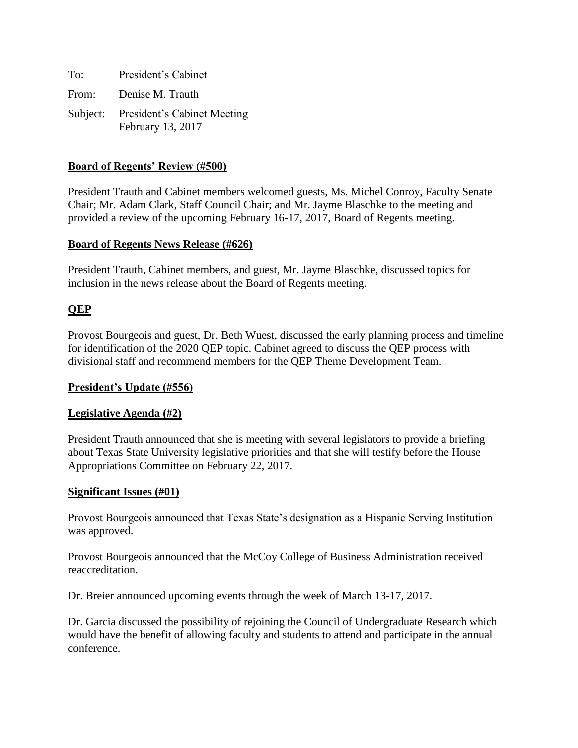To: President's Cabinet

From: Denise M. Trauth

Subject: President's Cabinet Meeting
February 13, 2017

**Board of Regents' Review (#500)**

President Trauth and Cabinet members welcomed guests, Ms. Michel Conroy, Faculty Senate Chair; Mr. Adam Clark, Staff Council Chair; and Mr. Jayme Blaschke to the meeting and provided a review of the upcoming February 16-17, 2017, Board of Regents meeting.

**Board of Regents News Release (#626)**

President Trauth, Cabinet members, and guest, Mr. Jayme Blaschke, discussed topics for inclusion in the news release about the Board of Regents meeting.

**QEP**

Provost Bourgeois and guest, Dr. Beth Wuest, discussed the early planning process and timeline for identification of the 2020 QEP topic. Cabinet agreed to discuss the QEP process with divisional staff and recommend members for the QEP Theme Development Team.

**President's Update (#556)**

**Legislative Agenda (#2)**

President Trauth announced that she is meeting with several legislators to provide a briefing about Texas State University legislative priorities and that she will testify before the House Appropriations Committee on February 22, 2017.

**Significant Issues (#01)**

Provost Bourgeois announced that Texas State's designation as a Hispanic Serving Institution was approved.

Provost Bourgeois announced that the McCoy College of Business Administration received reaccreditation.

Dr. Breier announced upcoming events through the week of March 13-17, 2017.

Dr. Garcia discussed the possibility of rejoining the Council of Undergraduate Research which would have the benefit of allowing faculty and students to attend and participate in the annual conference.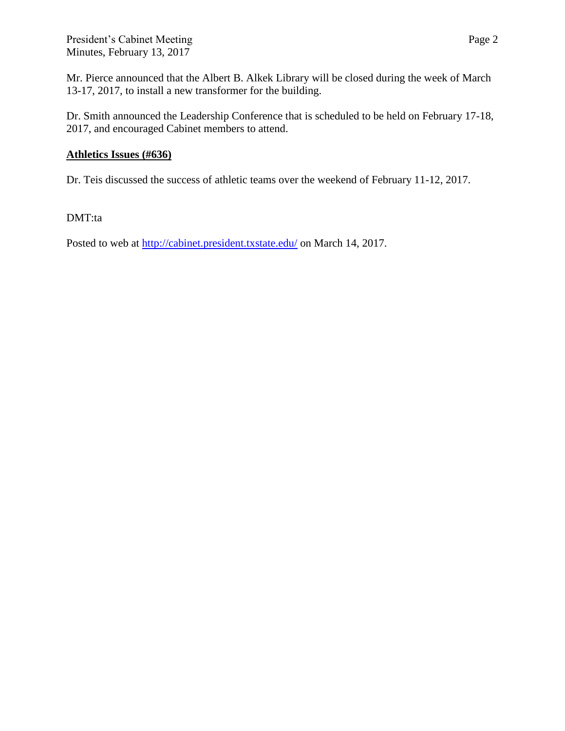Mr. Pierce announced that the Albert B. Alkek Library will be closed during the week of March 13-17, 2017, to install a new transformer for the building.

Dr. Smith announced the Leadership Conference that is scheduled to be held on February 17-18, 2017, and encouraged Cabinet members to attend.

**Athletics Issues (#636)**

Dr. Teis discussed the success of athletic teams over the weekend of February 11-12, 2017.

DMT:ta

Posted to web at http://cabinet.president.txstate.edu/ on March 14, 2017.